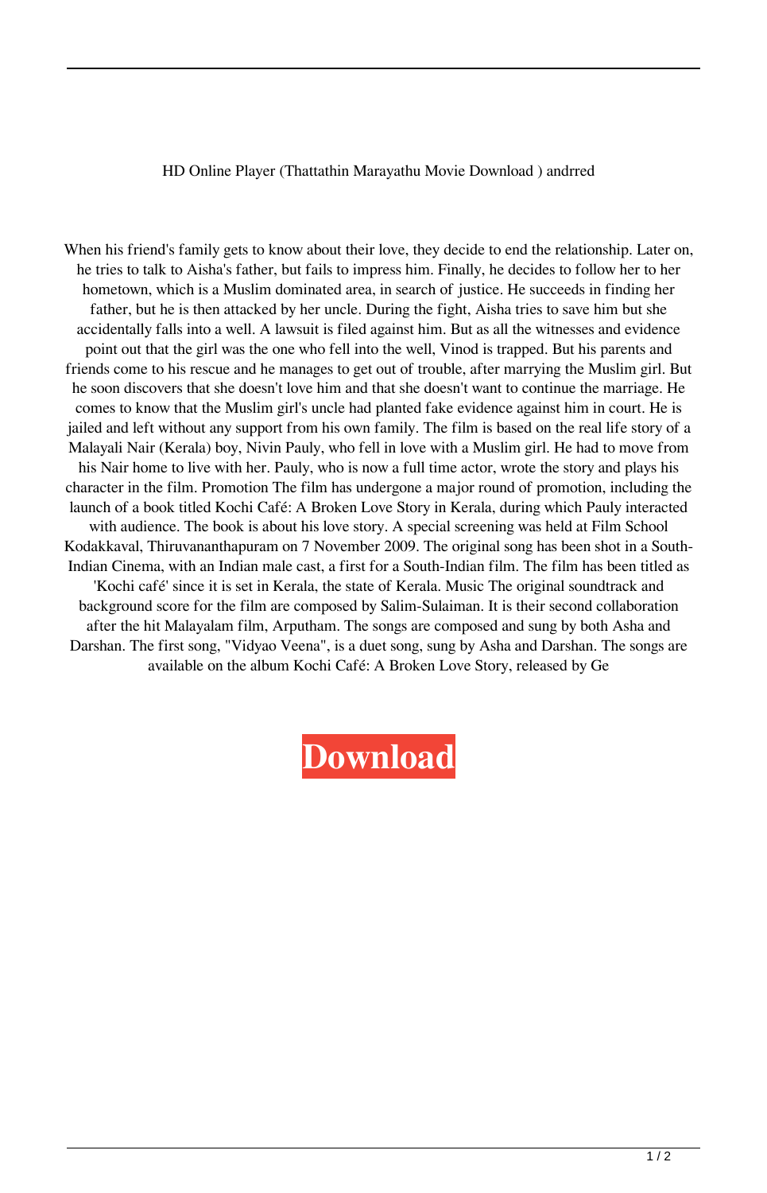HD Online Player (Thattathin Marayathu Movie Download ) andrred

When his friend's family gets to know about their love, they decide to end the relationship. Later on, he tries to talk to Aisha's father, but fails to impress him. Finally, he decides to follow her to her hometown, which is a Muslim dominated area, in search of justice. He succeeds in finding her father, but he is then attacked by her uncle. During the fight, Aisha tries to save him but she accidentally falls into a well. A lawsuit is filed against him. But as all the witnesses and evidence point out that the girl was the one who fell into the well, Vinod is trapped. But his parents and friends come to his rescue and he manages to get out of trouble, after marrying the Muslim girl. But he soon discovers that she doesn't love him and that she doesn't want to continue the marriage. He comes to know that the Muslim girl's uncle had planted fake evidence against him in court. He is jailed and left without any support from his own family. The film is based on the real life story of a Malayali Nair (Kerala) boy, Nivin Pauly, who fell in love with a Muslim girl. He had to move from his Nair home to live with her. Pauly, who is now a full time actor, wrote the story and plays his character in the film. Promotion The film has undergone a major round of promotion, including the launch of a book titled Kochi Café: A Broken Love Story in Kerala, during which Pauly interacted with audience. The book is about his love story. A special screening was held at Film School Kodakkaval, Thiruvananthapuram on 7 November 2009. The original song has been shot in a South-Indian Cinema, with an Indian male cast, a first for a South-Indian film. The film has been titled as 'Kochi café' since it is set in Kerala, the state of Kerala. Music The original soundtrack and background score for the film are composed by Salim-Sulaiman. It is their second collaboration after the hit Malayalam film, Arputham. The songs are composed and sung by both Asha and Darshan. The first song, "Vidyao Veena", is a duet song, sung by Asha and Darshan. The songs are available on the album Kochi Café: A Broken Love Story, released by Ge

**Download**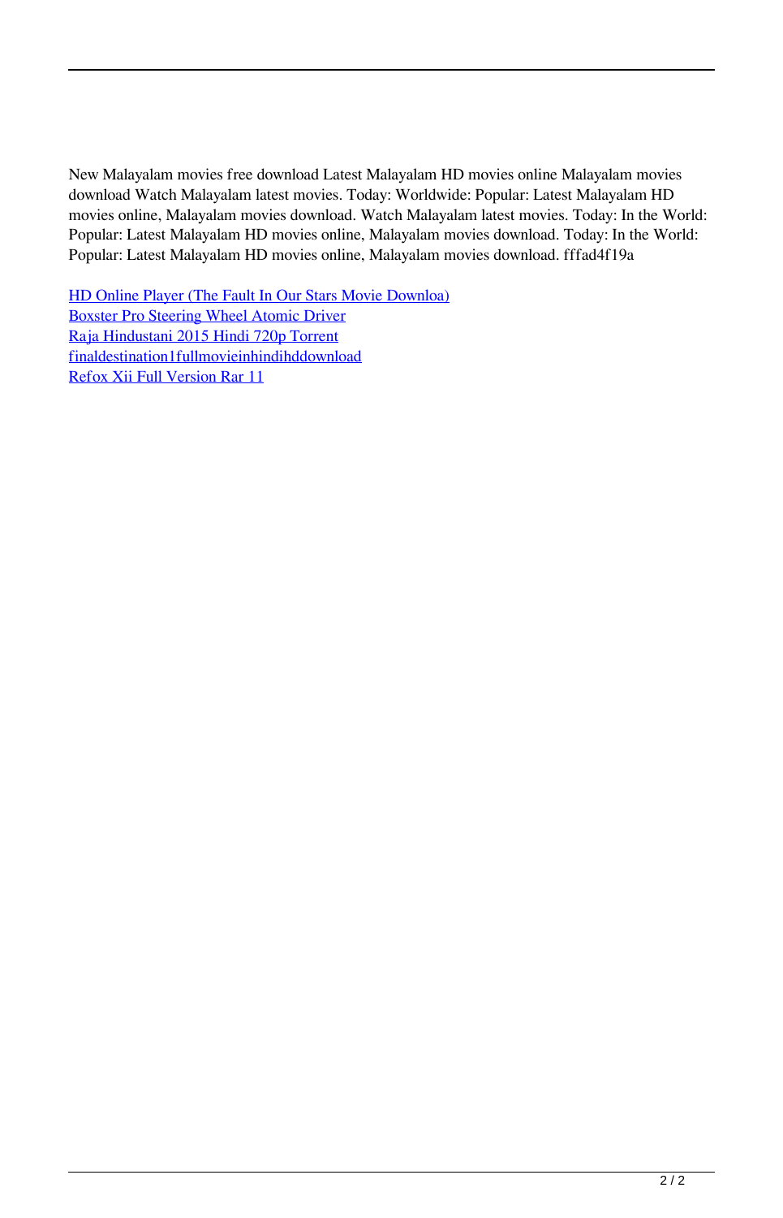New Malayalam movies free download Latest Malayalam HD movies online Malayalam movies download Watch Malayalam latest movies. Today: Worldwide: Popular: Latest Malayalam HD movies online, Malayalam movies download. Watch Malayalam latest movies. Today: In the World: Popular: Latest Malayalam HD movies online, Malayalam movies download. Today: In the World: Popular: Latest Malayalam HD movies online, Malayalam movies download. fffad4f19a

HD Online Player (The Fault In Our Stars Movie Downloa)
Boxster Pro Steering Wheel Atomic Driver
Raja Hindustani 2015 Hindi 720p Torrent
finaldestination1fullmovieinhindihddownload
Refox Xii Full Version Rar 11